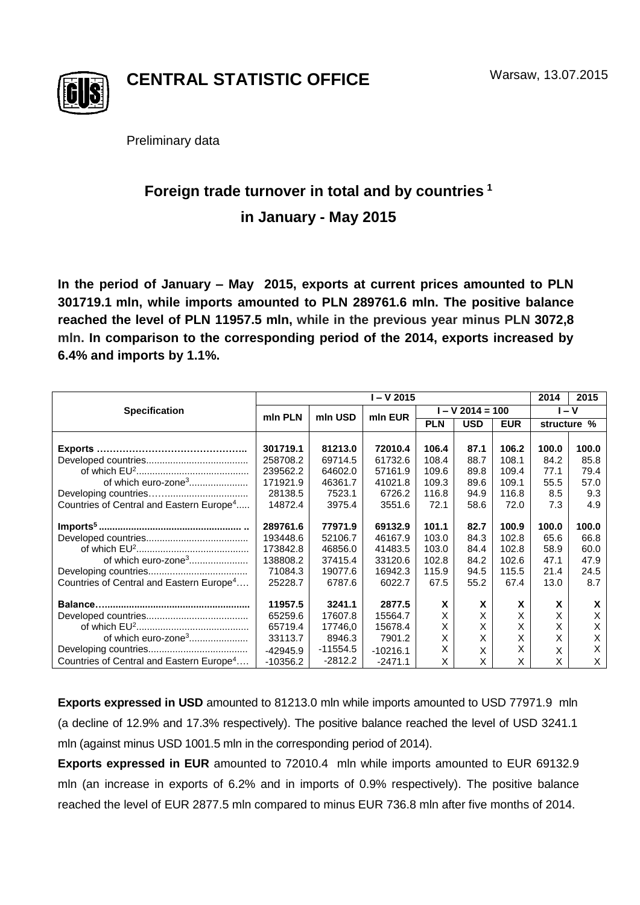**CENTRAL STATISTIC OFFICE**

Warsaw, 13.07.2015

Preliminary data

# Foreign trade turnover in total and by countries [1] in January - May 2015

**In the period of January – May 2015, exports at current prices amounted to PLN 301719.1 mln, while imports amounted to PLN 289761.6 mln. The positive balance reached the level of PLN 11957.5 mln, while in the previous year minus PLN 3072,8 mln. In comparison to the corresponding period of the 2014, exports increased by 6.4% and imports by 1.1%.**

| Specification | I – V 2015 | | | | | | 2014 | 2015 |
|---|---|---|---|---|---|---|---|---|
| | mln PLN | mln USD | mln EUR | I – V 2014 = 100 | | | I – V | |
| | | | | PLN | USD | EUR | structure % | |
| **Exports** | **301719.1** | **81213.0** | **72010.4** | **106.4** | **87.1** | **106.2** | **100.0** | **100.0** |
| Developed countries | 258708.2 | 69714.5 | 61732.6 | 108.4 | 88.7 | 108.1 | 84.2 | 85.8 |
| of which EU[2] | 239562.2 | 64602.0 | 57161.9 | 109.6 | 89.8 | 109.4 | 77.1 | 79.4 |
| of which euro-zone[3] | 171921.9 | 46361.7 | 41021.8 | 109.3 | 89.6 | 109.1 | 55.5 | 57.0 |
| Developing countries | 28138.5 | 7523.1 | 6726.2 | 116.8 | 94.9 | 116.8 | 8.5 | 9.3 |
| Countries of Central and Eastern Europe[4] | 14872.4 | 3975.4 | 3551.6 | 72.1 | 58.6 | 72.0 | 7.3 | 4.9 |
| **Imports[5]** | **289761.6** | **77971.9** | **69132.9** | **101.1** | **82.7** | **100.9** | **100.0** | **100.0** |
| Developed countries | 193448.6 | 52106.7 | 46167.9 | 103.0 | 84.3 | 102.8 | 65.6 | 66.8 |
| of which EU[2] | 173842.8 | 46856.0 | 41483.5 | 103.0 | 84.4 | 102.8 | 58.9 | 60.0 |
| of which euro-zone[3] | 138808.2 | 37415.4 | 33120.6 | 102.8 | 84.2 | 102.6 | 47.1 | 47.9 |
| Developing countries | 71084.3 | 19077.6 | 16942.3 | 115.9 | 94.5 | 115.5 | 21.4 | 24.5 |
| Countries of Central and Eastern Europe[4] | 25228.7 | 6787.6 | 6022.7 | 67.5 | 55.2 | 67.4 | 13.0 | 8.7 |
| **Balance** | **11957.5** | **3241.1** | **2877.5** | **X** | **X** | **X** | **X** | **X** |
| Developed countries | 65259.6 | 17607.8 | 15564.7 | X | X | X | X | X |
| of which EU[2] | 65719.4 | 17746,0 | 15678.4 | X | X | X | X | X |
| of which euro-zone[3] | 33113.7 | 8946.3 | 7901.2 | X | X | X | X | X |
| Developing countries | -42945.9 | -11554.5 | -10216.1 | X | X | X | X | X |
| Countries of Central and Eastern Europe[4] | -10356.2 | -2812.2 | -2471.1 | X | X | X | X | X |

**Exports expressed in USD** amounted to 81213.0 mln while imports amounted to USD 77971.9 mln (a decline of 12.9% and 17.3% respectively). The positive balance reached the level of USD 3241.1 mln (against minus USD 1001.5 mln in the corresponding period of 2014).

**Exports expressed in EUR** amounted to 72010.4 mln while imports amounted to EUR 69132.9 mln (an increase in exports of 6.2% and in imports of 0.9% respectively). The positive balance reached the level of EUR 2877.5 mln compared to minus EUR 736.8 mln after five months of 2014.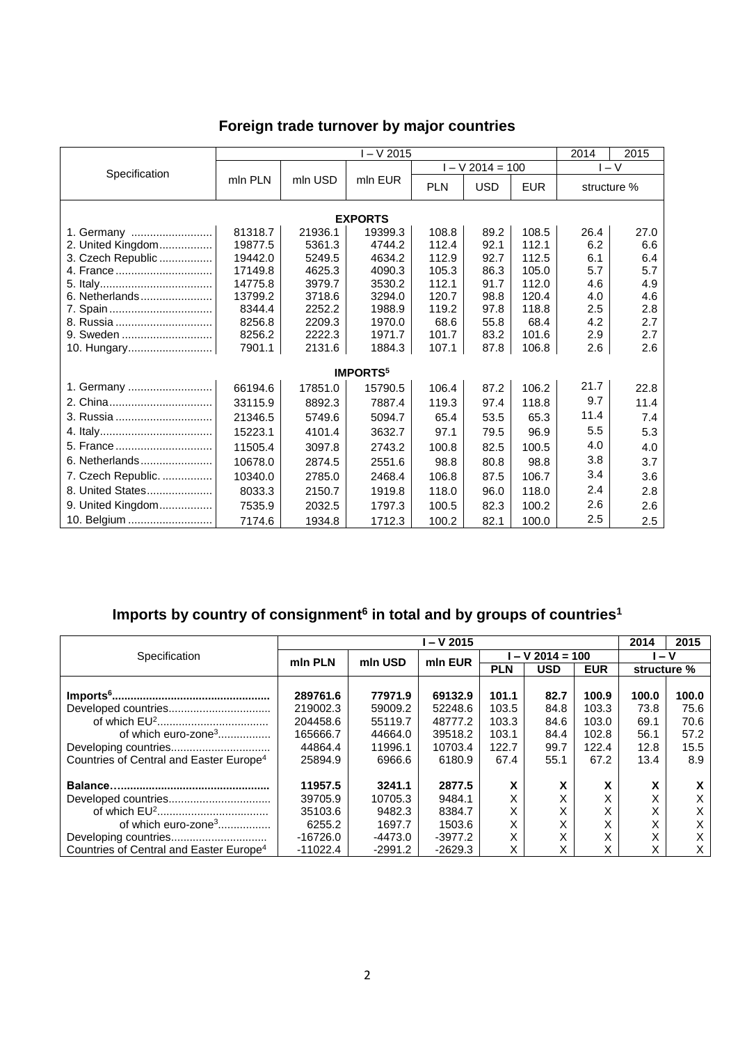## Foreign trade turnover by major countries

| Specification | I – V 2015 | | | | | | 2014 | 2015 |
|---|---|---|---|---|---|---|---|---|
| | mln PLN | mln USD | mln EUR | I – V 2014 = 100 | | | I – V | |
| | | | | PLN | USD | EUR | structure % | |
| **EXPORTS** | | | | | | | | |
| 1. Germany .......................... | 81318.7 | 21936.1 | 19399.3 | 108.8 | 89.2 | 108.5 | 26.4 | 27.0 |
| 2. United Kingdom................. | 19877.5 | 5361.3 | 4744.2 | 112.4 | 92.1 | 112.1 | 6.2 | 6.6 |
| 3. Czech Republic ................ | 19442.0 | 5249.5 | 4634.2 | 112.9 | 92.7 | 112.5 | 6.1 | 6.4 |
| 4. France.............................. | 17149.8 | 4625.3 | 4090.3 | 105.3 | 86.3 | 105.0 | 5.7 | 5.7 |
| 5. Italy.................................. | 14775.8 | 3979.7 | 3530.2 | 112.1 | 91.7 | 112.0 | 4.6 | 4.9 |
| 6. Netherlands....................... | 13799.2 | 3718.6 | 3294.0 | 120.7 | 98.8 | 120.4 | 4.0 | 4.6 |
| 7. Spain................................ | 8344.4 | 2252.2 | 1988.9 | 119.2 | 97.8 | 118.8 | 2.5 | 2.8 |
| 8. Russia .............................. | 8256.8 | 2209.3 | 1970.0 | 68.6 | 55.8 | 68.4 | 4.2 | 2.7 |
| 9. Sweden ............................ | 8256.2 | 2222.3 | 1971.7 | 101.7 | 83.2 | 101.6 | 2.9 | 2.7 |
| 10. Hungary.......................... | 7901.1 | 2131.6 | 1884.3 | 107.1 | 87.8 | 106.8 | 2.6 | 2.6 |
| **IMPORTS[5]** | | | | | | | | |
| 1. Germany .......................... | 66194.6 | 17851.0 | 15790.5 | 106.4 | 87.2 | 106.2 | 21.7 | 22.8 |
| 2. China................................ | 33115.9 | 8892.3 | 7887.4 | 119.3 | 97.4 | 118.8 | 9.7 | 11.4 |
| 3. Russia .............................. | 21346.5 | 5749.6 | 5094.7 | 65.4 | 53.5 | 65.3 | 11.4 | 7.4 |
| 4. Italy.................................. | 15223.1 | 4101.4 | 3632.7 | 97.1 | 79.5 | 96.9 | 5.5 | 5.3 |
| 5. France.............................. | 11505.4 | 3097.8 | 2743.2 | 100.8 | 82.5 | 100.5 | 4.0 | 4.0 |
| 6. Netherlands....................... | 10678.0 | 2874.5 | 2551.6 | 98.8 | 80.8 | 98.8 | 3.8 | 3.7 |
| 7. Czech Republic. ................ | 10340.0 | 2785.0 | 2468.4 | 106.8 | 87.5 | 106.7 | 3.4 | 3.6 |
| 8. United States..................... | 8033.3 | 2150.7 | 1919.8 | 118.0 | 96.0 | 118.0 | 2.4 | 2.8 |
| 9. United Kingdom................. | 7535.9 | 2032.5 | 1797.3 | 100.5 | 82.3 | 100.2 | 2.6 | 2.6 |
| 10. Belgium .......................... | 7174.6 | 1934.8 | 1712.3 | 100.2 | 82.1 | 100.0 | 2.5 | 2.5 |

## Imports by country of consignment[6] in total and by groups of countries[1]

| Specification | I – V 2015 | | | | | | 2014 | 2015 |
|---|---|---|---|---|---|---|---|---|
| | mln PLN | mln USD | mln EUR | I – V 2014 = 100 | | | I – V | |
| | | | | PLN | USD | EUR | structure % | |
| **Imports[6]..................................................** | **289761.6** | **77971.9** | **69132.9** | **101.1** | **82.7** | **100.9** | **100.0** | **100.0** |
| Developed countries................................ | 219002.3 | 59009.2 | 52248.6 | 103.5 | 84.8 | 103.3 | 73.8 | 75.6 |
| of which EU[2]................................... | 204458.6 | 55119.7 | 48777.2 | 103.3 | 84.6 | 103.0 | 69.1 | 70.6 |
| of which euro-zone[3]................ | 165666.7 | 44664.0 | 39518.2 | 103.1 | 84.4 | 102.8 | 56.1 | 57.2 |
| Developing countries............................... | 44864.4 | 11996.1 | 10703.4 | 122.7 | 99.7 | 122.4 | 12.8 | 15.5 |
| Countries of Central and Easter Europe[4] | 25894.9 | 6966.6 | 6180.9 | 67.4 | 55.1 | 67.2 | 13.4 | 8.9 |
| **Balance..................................................** | **11957.5** | **3241.1** | **2877.5** | **X** | **X** | **X** | **X** | **X** |
| Developed countries................................ | 39705.9 | 10705.3 | 9484.1 | X | X | X | X | X |
| of which EU[2]................................... | 35103.6 | 9482.3 | 8384.7 | X | X | X | X | X |
| of which euro-zone[3]................ | 6255.2 | 1697.7 | 1503.6 | X | X | X | X | X |
| Developing countries............................... | -16726.0 | -4473.0 | -3977.2 | X | X | X | X | X |
| Countries of Central and Easter Europe[4] | -11022.4 | -2991.2 | -2629.3 | X | X | X | X | X |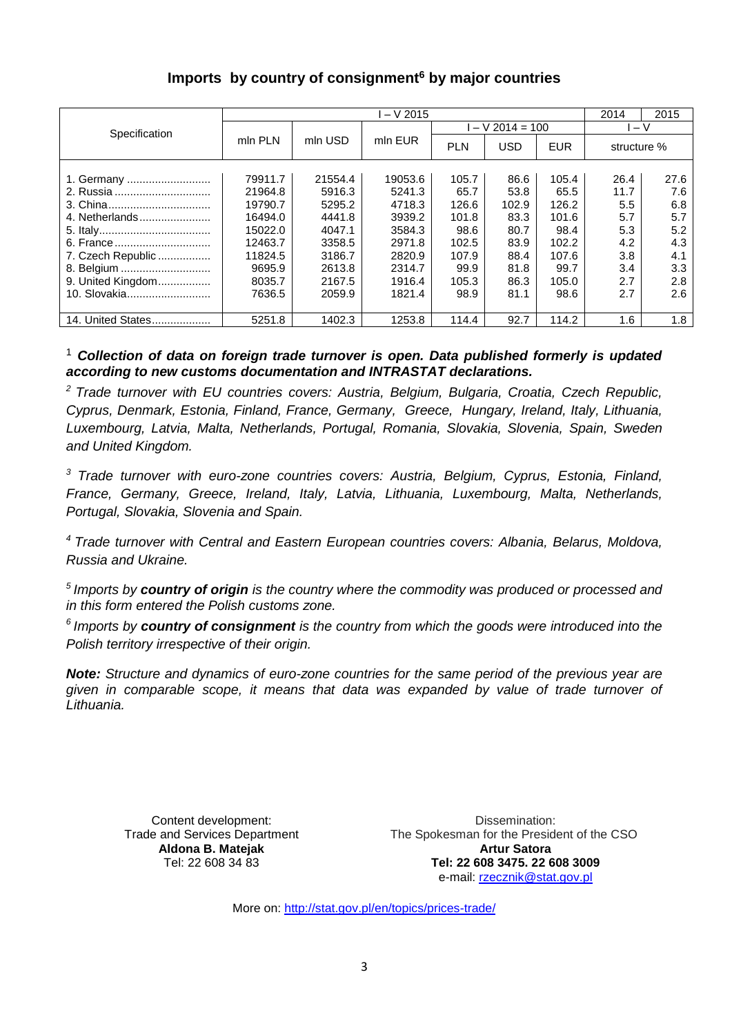## Imports by country of consignment[6] by major countries

| Specification | I – V 2015 | | | | | | 2014 | 2015 |
|---|---|---|---|---|---|---|---|---|
| | mln PLN | mln USD | mln EUR | I – V 2014 = 100 | | | I – V | |
| | | | | PLN | USD | EUR | structure % | |
| 1. Germany | 79911.7 | 21554.4 | 19053.6 | 105.7 | 86.6 | 105.4 | 26.4 | 27.6 |
| 2. Russia | 21964.8 | 5916.3 | 5241.3 | 65.7 | 53.8 | 65.5 | 11.7 | 7.6 |
| 3. China | 19790.7 | 5295.2 | 4718.3 | 126.6 | 102.9 | 126.2 | 5.5 | 6.8 |
| 4. Netherlands | 16494.0 | 4441.8 | 3939.2 | 101.8 | 83.3 | 101.6 | 5.7 | 5.7 |
| 5. Italy | 15022.0 | 4047.1 | 3584.3 | 98.6 | 80.7 | 98.4 | 5.3 | 5.2 |
| 6. France | 12463.7 | 3358.5 | 2971.8 | 102.5 | 83.9 | 102.2 | 4.2 | 4.3 |
| 7. Czech Republic | 11824.5 | 3186.7 | 2820.9 | 107.9 | 88.4 | 107.6 | 3.8 | 4.1 |
| 8. Belgium | 9695.9 | 2613.8 | 2314.7 | 99.9 | 81.8 | 99.7 | 3.4 | 3.3 |
| 9. United Kingdom | 8035.7 | 2167.5 | 1916.4 | 105.3 | 86.3 | 105.0 | 2.7 | 2.8 |
| 10. Slovakia | 7636.5 | 2059.9 | 1821.4 | 98.9 | 81.1 | 98.6 | 2.7 | 2.6 |
| 14. United States | 5251.8 | 1402.3 | 1253.8 | 114.4 | 92.7 | 114.2 | 1.6 | 1.8 |

[1] ***Collection of data on foreign trade turnover is open. Data published formerly is updated according to new customs documentation and INTRASTAT declarations.***

[2] *Trade turnover with EU countries covers: Austria, Belgium, Bulgaria, Croatia, Czech Republic, Cyprus, Denmark, Estonia, Finland, France, Germany, Greece, Hungary, Ireland, Italy, Lithuania, Luxembourg, Latvia, Malta, Netherlands, Portugal, Romania, Slovakia, Slovenia, Spain, Sweden and United Kingdom.*

[3] *Trade turnover with euro-zone countries covers: Austria, Belgium, Cyprus, Estonia, Finland, France, Germany, Greece, Ireland, Italy, Latvia, Lithuania, Luxembourg, Malta, Netherlands, Portugal, Slovakia, Slovenia and Spain.*

[4] *Trade turnover with Central and Eastern European countries covers: Albania, Belarus, Moldova, Russia and Ukraine.*

[5] *Imports by **country of origin** is the country where the commodity was produced or processed and in this form entered the Polish customs zone.*

[6] *Imports by **country of consignment** is the country from which the goods were introduced into the Polish territory irrespective of their origin.*

***Note:*** *Structure and dynamics of euro-zone countries for the same period of the previous year are given in comparable scope, it means that data was expanded by value of trade turnover of Lithuania.*

Content development:
Trade and Services Department
**Aldona B. Matejak**
Tel: 22 608 34 83

Dissemination:
The Spokesman for the President of the CSO
**Artur Satora**
**Tel: 22 608 3475. 22 608 3009**
e-mail: rzecznik@stat.gov.pl

More on: http://stat.gov.pl/en/topics/prices-trade/